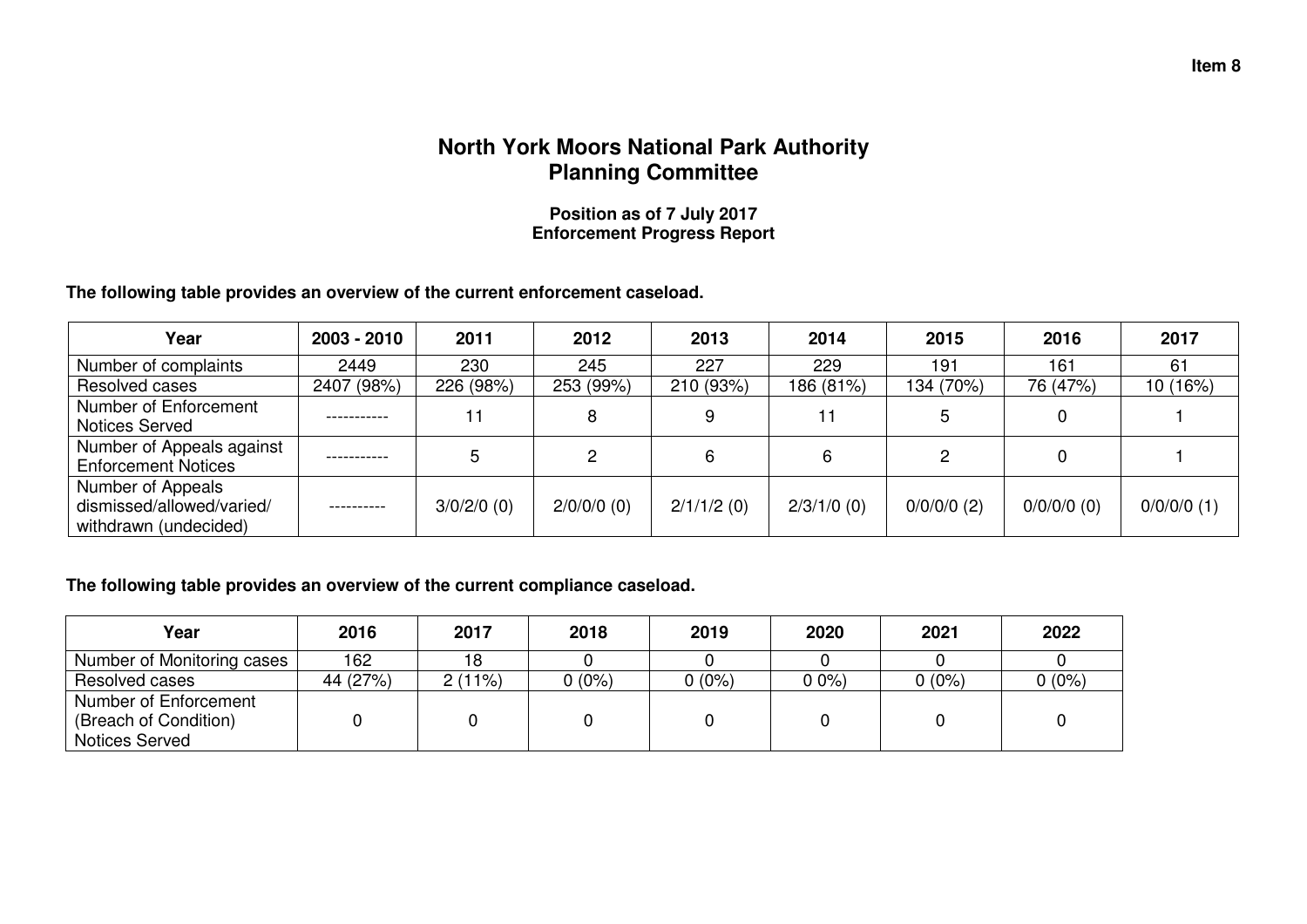**Item 8**

# North York Moors National Park Authority
## Planning Committee

**Position as of 7 July 2017**
**Enforcement Progress Report**

**The following table provides an overview of the current enforcement caseload.**

| Year | 2003 - 2010 | 2011 | 2012 | 2013 | 2014 | 2015 | 2016 | 2017 |
|---|---|---|---|---|---|---|---|---|
| Number of complaints | 2449 | 230 | 245 | 227 | 229 | 191 | 161 | 61 |
| Resolved cases | 2407 (98%) | 226 (98%) | 253 (99%) | 210 (93%) | 186 (81%) | 134 (70%) | 76 (47%) | 10 (16%) |
| Number of Enforcement Notices Served | ----------- | 11 | 8 | 9 | 11 | 5 | 0 | 1 |
| Number of Appeals against Enforcement Notices | ----------- | 5 | 2 | 6 | 6 | 2 | 0 | 1 |
| Number of Appeals dismissed/allowed/varied/ withdrawn (undecided) | ---------- | 3/0/2/0 (0) | 2/0/0/0 (0) | 2/1/1/2 (0) | 2/3/1/0 (0) | 0/0/0/0 (2) | 0/0/0/0 (0) | 0/0/0/0 (1) |

**The following table provides an overview of the current compliance caseload.**

| Year | 2016 | 2017 | 2018 | 2019 | 2020 | 2021 | 2022 |
|---|---|---|---|---|---|---|---|
| Number of Monitoring cases | 162 | 18 | 0 | 0 | 0 | 0 | 0 |
| Resolved cases | 44 (27%) | 2 (11%) | 0 (0%) | 0 (0%) | 0 0%) | 0 (0%) | 0 (0%) |
| Number of Enforcement (Breach of Condition) Notices Served | 0 | 0 | 0 | 0 | 0 | 0 | 0 |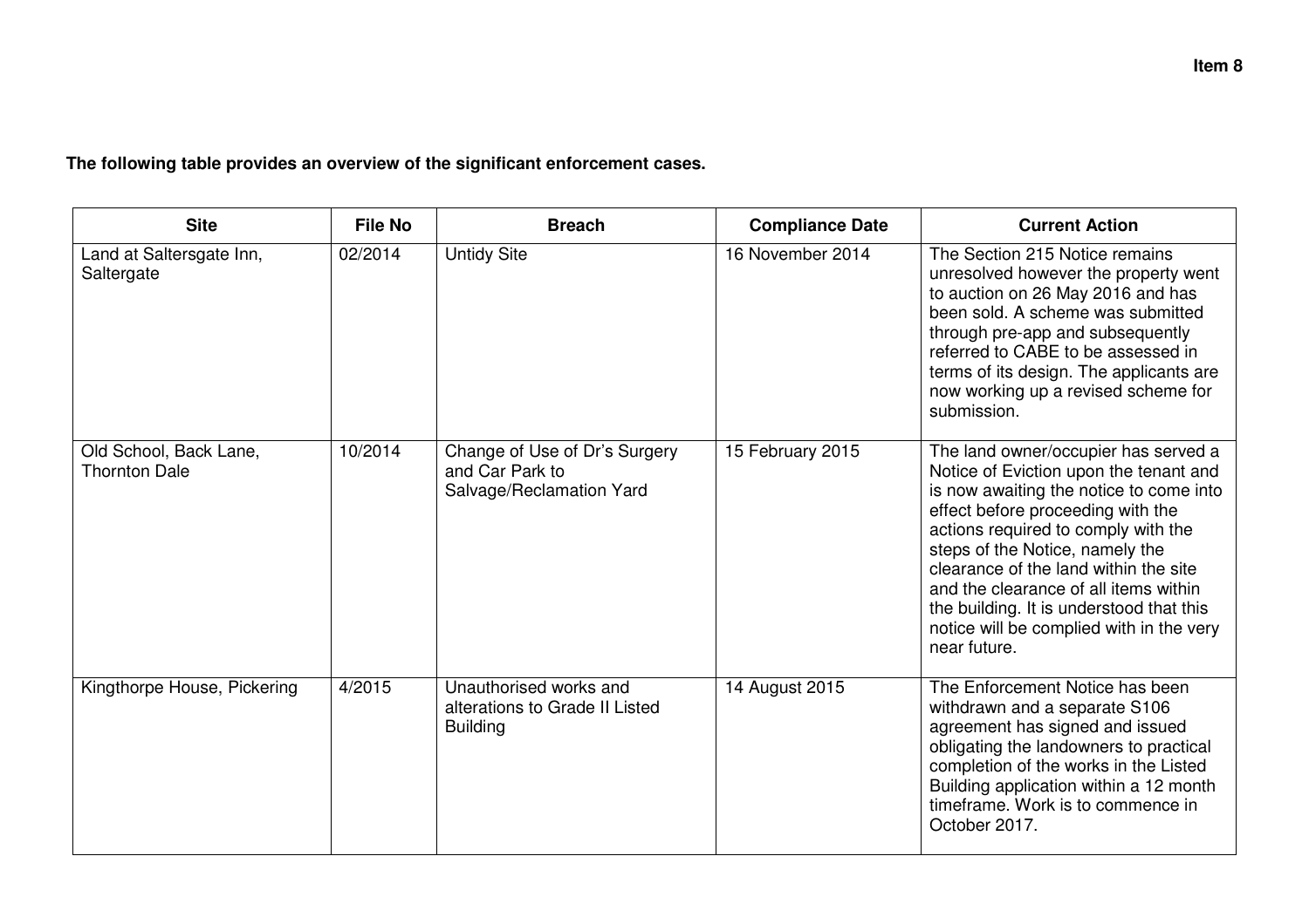**Item 8**

**The following table provides an overview of the significant enforcement cases.**

| Site | File No | Breach | Compliance Date | Current Action |
|---|---|---|---|---|
| Land at Saltersgate Inn, Saltergate | 02/2014 | Untidy Site | 16 November 2014 | The Section 215 Notice remains unresolved however the property went to auction on 26 May 2016 and has been sold. A scheme was submitted through pre-app and subsequently referred to CABE to be assessed in terms of its design. The applicants are now working up a revised scheme for submission. |
| Old School, Back Lane, Thornton Dale | 10/2014 | Change of Use of Dr's Surgery and Car Park to Salvage/Reclamation Yard | 15 February 2015 | The land owner/occupier has served a Notice of Eviction upon the tenant and is now awaiting the notice to come into effect before proceeding with the actions required to comply with the steps of the Notice, namely the clearance of the land within the site and the clearance of all items within the building. It is understood that this notice will be complied with in the very near future. |
| Kingthorpe House, Pickering | 4/2015 | Unauthorised works and alterations to Grade II Listed Building | 14 August 2015 | The Enforcement Notice has been withdrawn and a separate S106 agreement has signed and issued obligating the landowners to practical completion of the works in the Listed Building application within a 12 month timeframe. Work is to commence in October 2017. |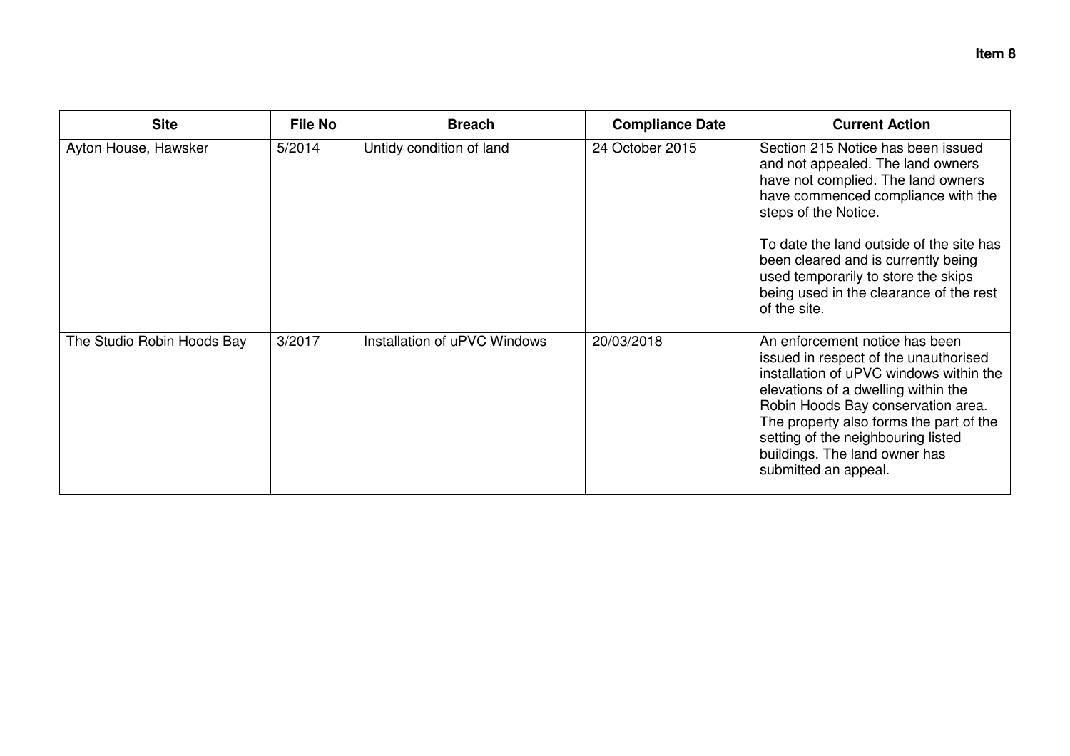**Item 8**

| Site | File No | Breach | Compliance Date | Current Action |
|---|---|---|---|---|
| Ayton House, Hawsker | 5/2014 | Untidy condition of land | 24 October 2015 | Section 215 Notice has been issued and not appealed. The land owners have not complied. The land owners have commenced compliance with the steps of the Notice.<br><br>To date the land outside of the site has been cleared and is currently being used temporarily to store the skips being used in the clearance of the rest of the site. |
| The Studio Robin Hoods Bay | 3/2017 | Installation of uPVC Windows | 20/03/2018 | An enforcement notice has been issued in respect of the unauthorised installation of uPVC windows within the elevations of a dwelling within the Robin Hoods Bay conservation area. The property also forms the part of the setting of the neighbouring listed buildings. The land owner has submitted an appeal. |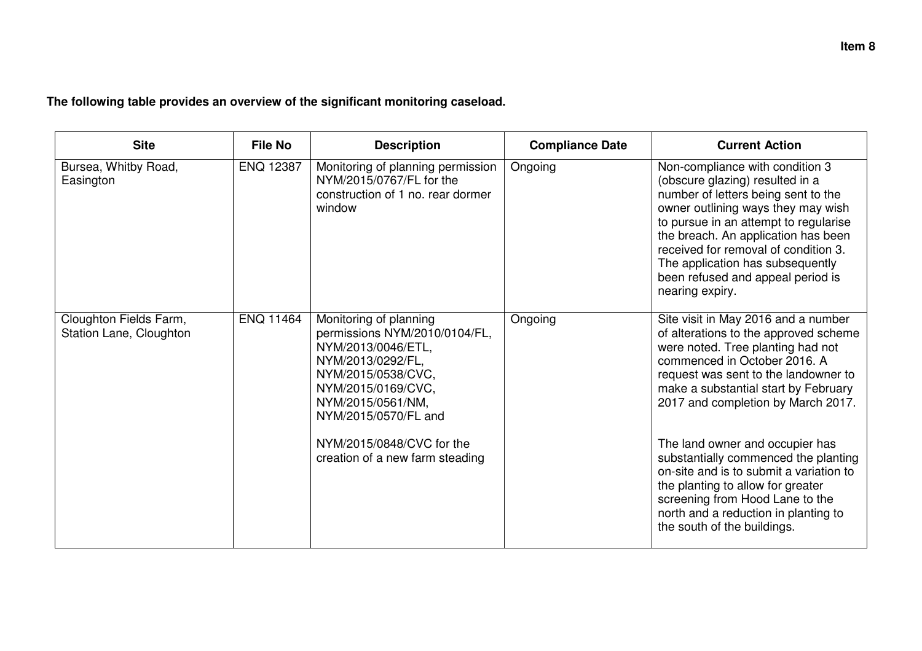**The following table provides an overview of the significant monitoring caseload.**

| Site | File No | Description | Compliance Date | Current Action |
|---|---|---|---|---|
| Bursea, Whitby Road, Easington | ENQ 12387 | Monitoring of planning permission NYM/2015/0767/FL for the construction of 1 no. rear dormer window | Ongoing | Non-compliance with condition 3 (obscure glazing) resulted in a number of letters being sent to the owner outlining ways they may wish to pursue in an attempt to regularise the breach. An application has been received for removal of condition 3. The application has subsequently been refused and appeal period is nearing expiry. |
| Cloughton Fields Farm, Station Lane, Cloughton | ENQ 11464 | Monitoring of planning permissions NYM/2010/0104/FL, NYM/2013/0046/ETL, NYM/2013/0292/FL, NYM/2015/0538/CVC, NYM/2015/0169/CVC, NYM/2015/0561/NM, NYM/2015/0570/FL and<br><br>NYM/2015/0848/CVC for the creation of a new farm steading | Ongoing | Site visit in May 2016 and a number of alterations to the approved scheme were noted. Tree planting had not commenced in October 2016. A request was sent to the landowner to make a substantial start by February 2017 and completion by March 2017.<br><br>The land owner and occupier has substantially commenced the planting on-site and is to submit a variation to the planting to allow for greater screening from Hood Lane to the north and a reduction in planting to the south of the buildings. |